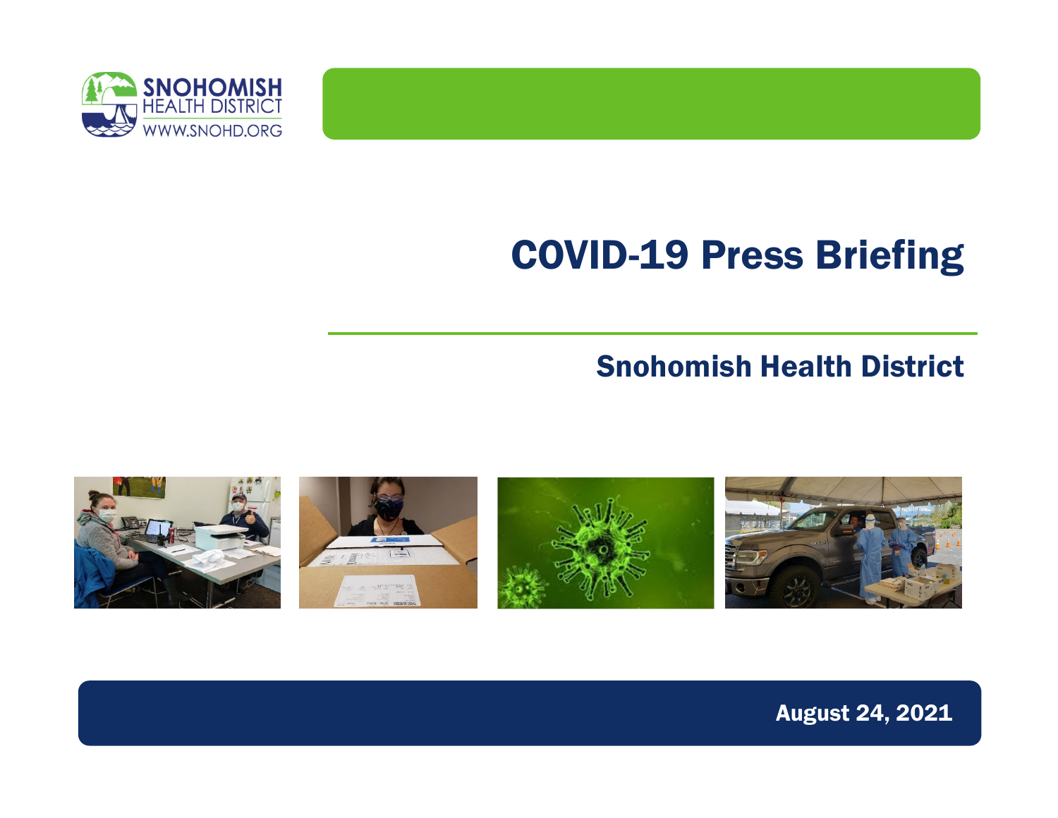SNOHOMISH HEALTH DISTRICT
WWW.SNOHD.ORG

# COVID-19 Press Briefing

## Snohomish Health District

August 24, 2021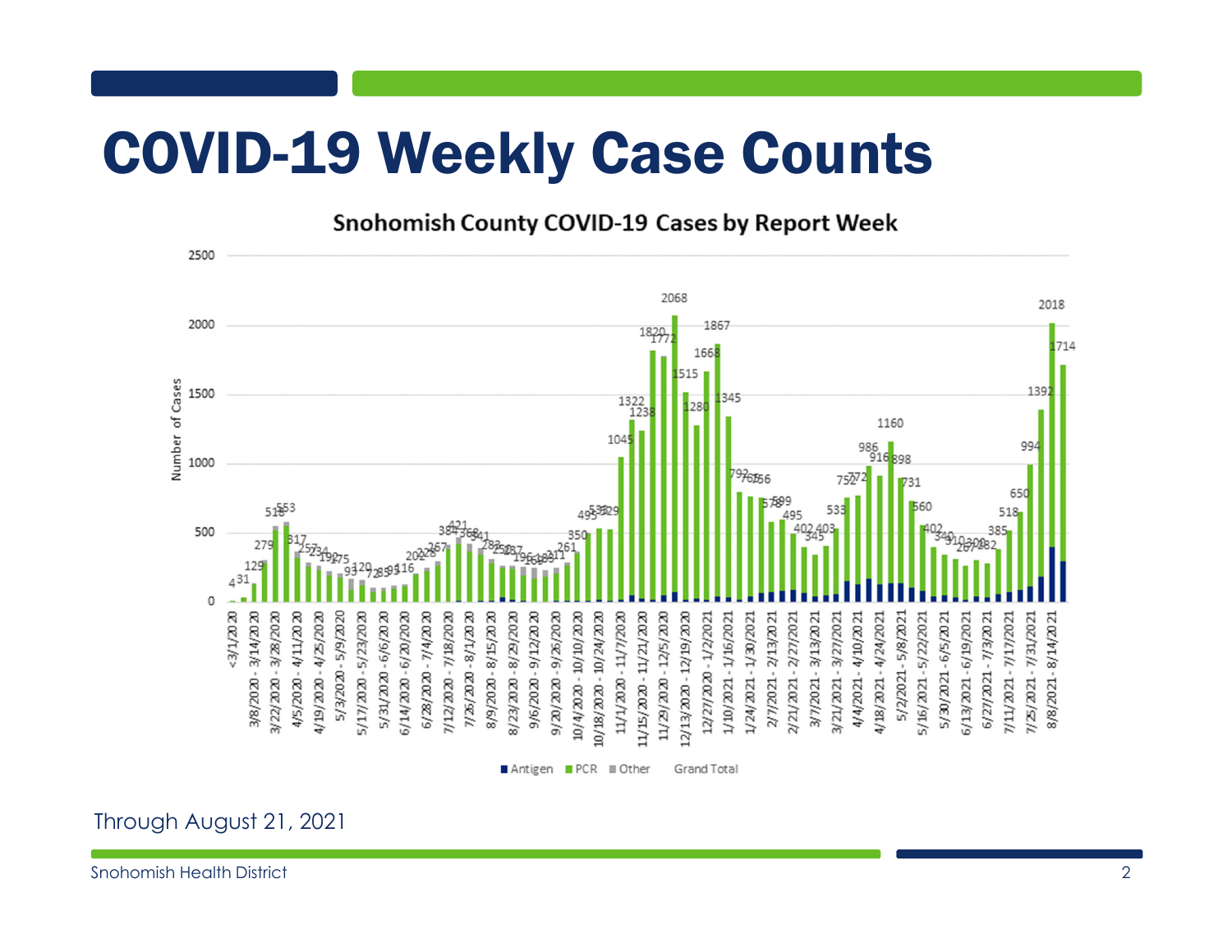# COVID-19 Weekly Case Counts

Snohomish County COVID-19 Cases by Report Week

Through August 21, 2021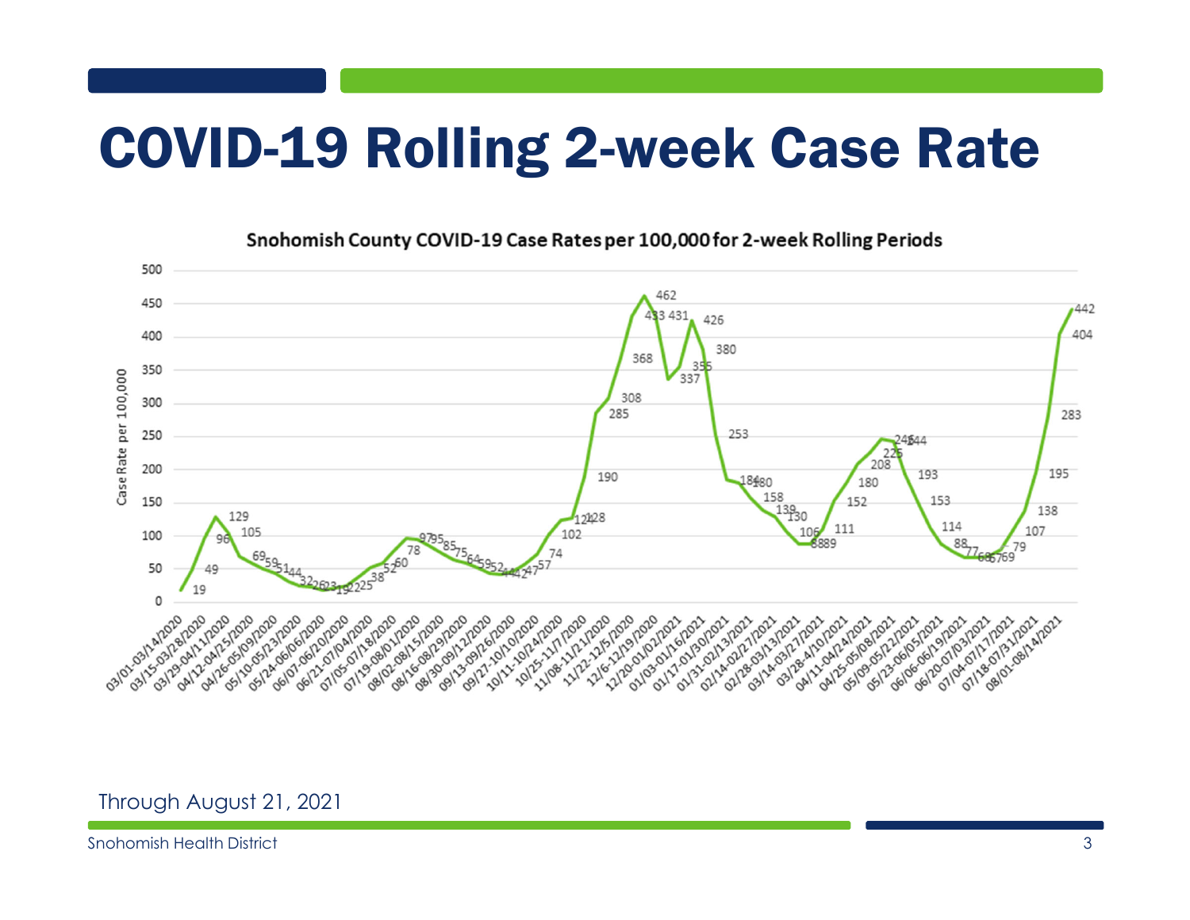# COVID-19 Rolling 2-week Case Rate

Snohomish County COVID-19 Case Rates per 100,000 for 2-week Rolling Periods

Through August 21, 2021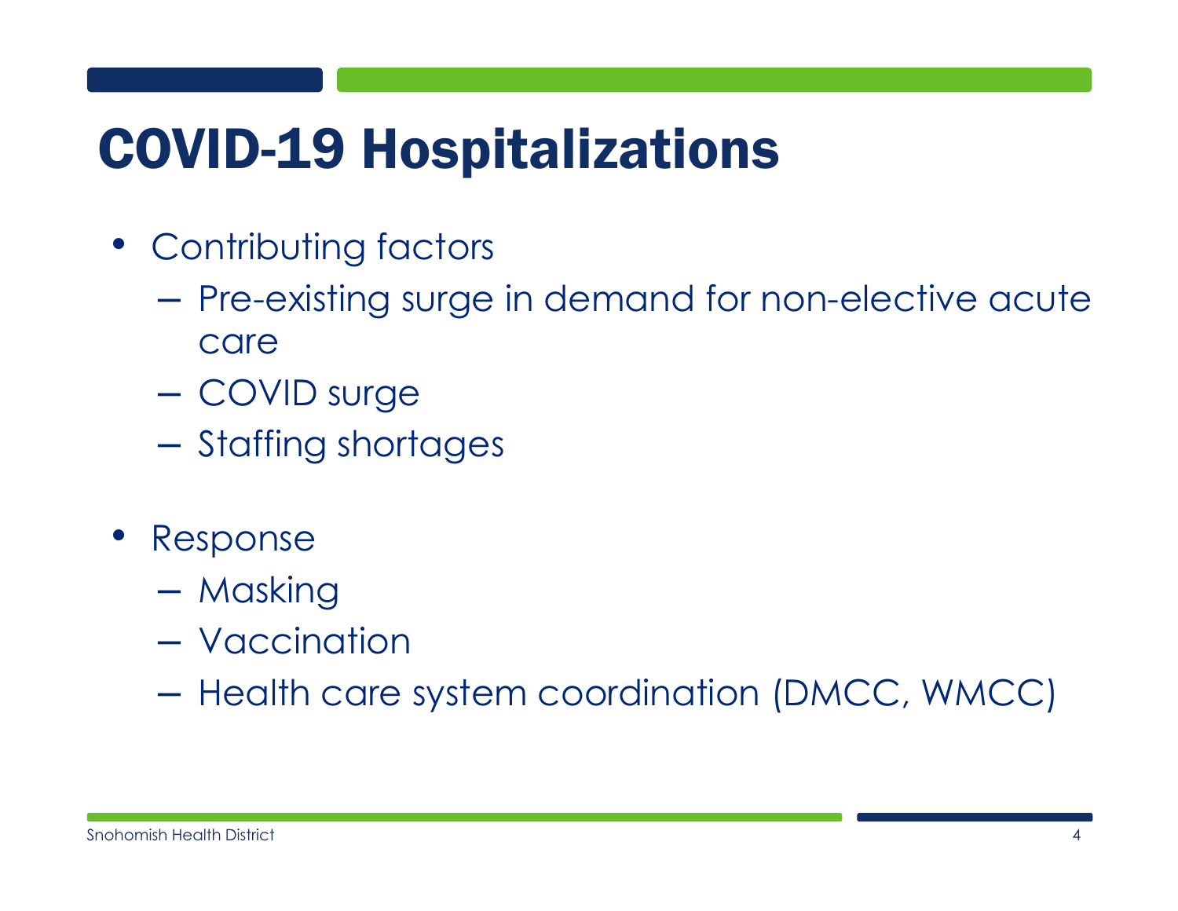# COVID-19 Hospitalizations

- Contributing factors
  - Pre-existing surge in demand for non-elective acute care
  - COVID surge
  - Staffing shortages
- Response
  - Masking
  - Vaccination
  - Health care system coordination (DMCC, WMCC)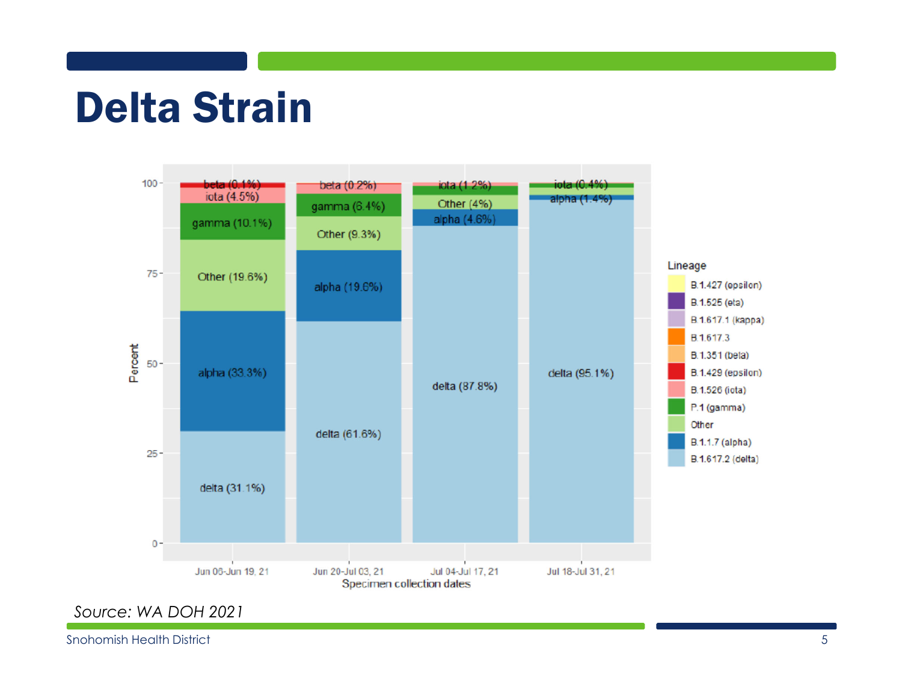# Delta Strain

| Lineage | Jun 06-Jun 19, 21 | Jun 20-Jul 03, 21 | Jul 04-Jul 17, 21 | Jul 18-Jul 31, 21 |
|---|---|---|---|---|
| beta | 0.1% | 0.2% | | |
| iota | 4.5% | | 1.2% | 0.4% |
| gamma | 10.1% | 6.4% | | |
| Other | 19.6% | 9.3% | 4% | |
| alpha | 33.3% | 19.6% | 4.6% | 1.4% |
| delta | 31.1% | 61.6% | 87.8% | 95.1% |

Percent by Specimen collection dates

Lineage: B.1.427 (epsilon), B.1.525 (eta), B.1.617.1 (kappa), B.1.617.3, B.1.351 (beta), B.1.429 (epsilon), B.1.526 (iota), P.1 (gamma), Other, B.1.1.7 (alpha), B.1.617.2 (delta)

*Source: WA DOH 2021*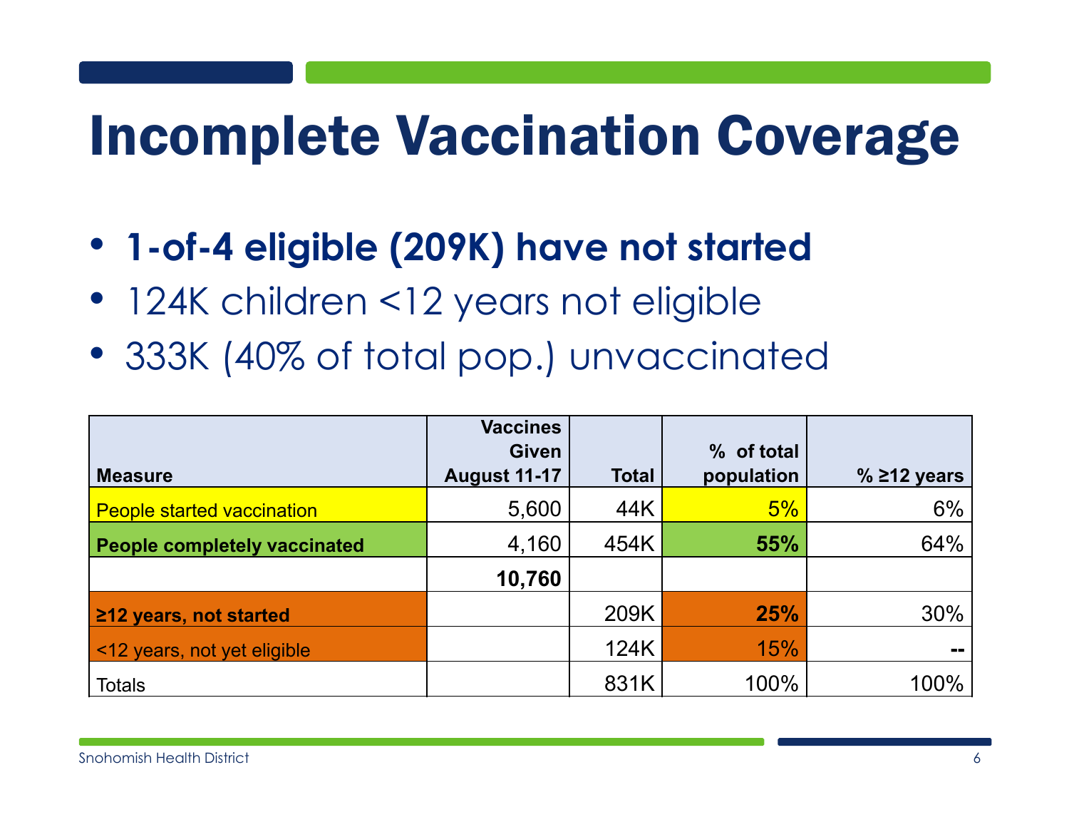# Incomplete Vaccination Coverage

- **1-of-4 eligible (209K) have not started**
- 124K children <12 years not eligible
- 333K (40% of total pop.) unvaccinated

| Measure | Vaccines Given August 11-17 | Total | % of total population | % ≥12 years |
|---|---|---|---|---|
| People started vaccination | 5,600 | 44K | 5% | 6% |
| **People completely vaccinated** | 4,160 | 454K | **55%** | 64% |
| | **10,760** | | | |
| **≥12 years, not started** | | 209K | **25%** | 30% |
| <12 years, not yet eligible | | 124K | 15% | **--** |
| Totals | | 831K | 100% | 100% |

Snohomish Health District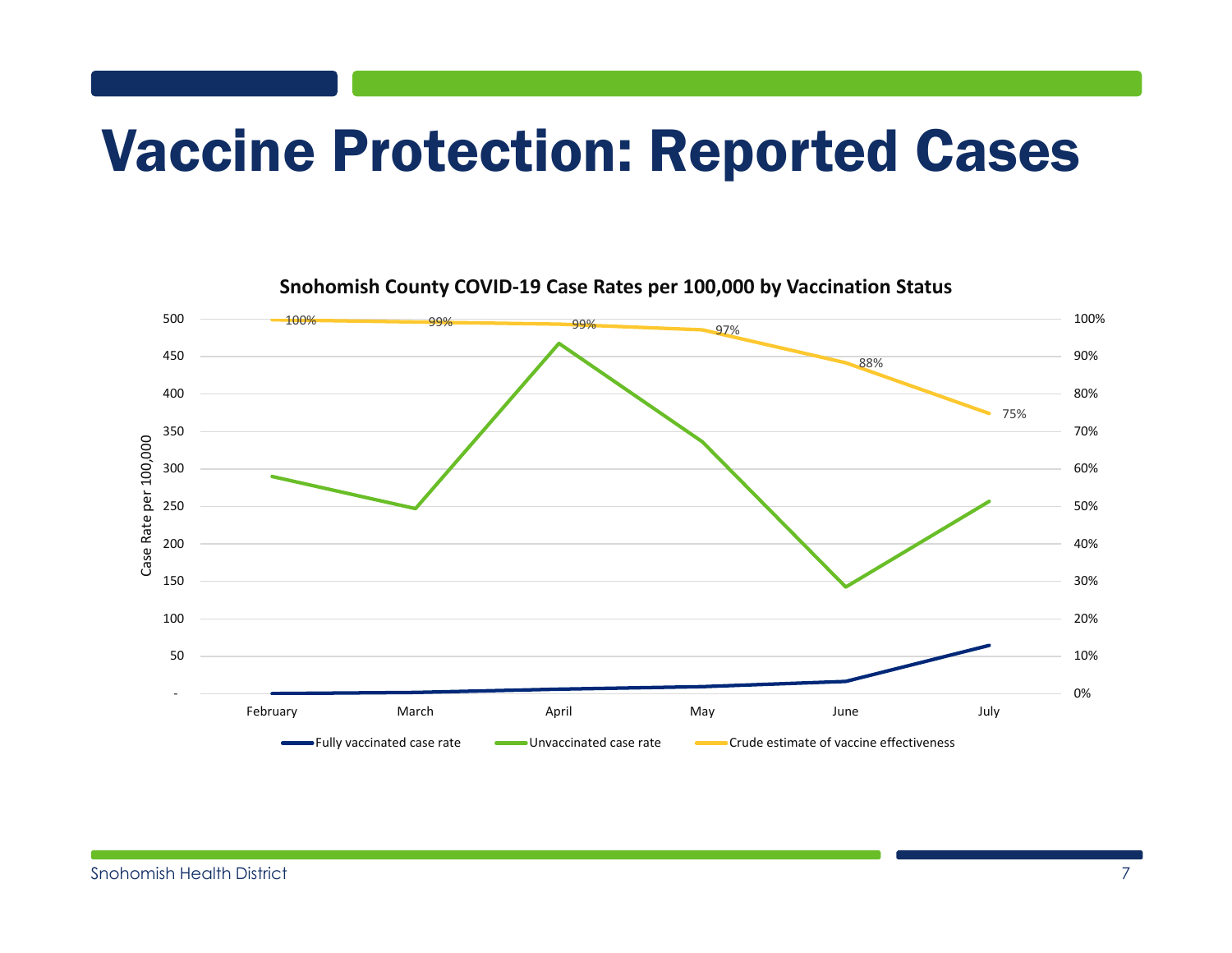# Vaccine Protection: Reported Cases

**Snohomish County COVID-19 Case Rates per 100,000 by Vaccination Status**

| Month | Crude estimate of vaccine effectiveness |
|---|---|
| February | 100% |
| March | 99% |
| April | 99% |
| May | 97% |
| June | 88% |
| July | 75% |

Case Rate per 100,000

Fully vaccinated case rate — Unvaccinated case rate — Crude estimate of vaccine effectiveness

Snohomish Health District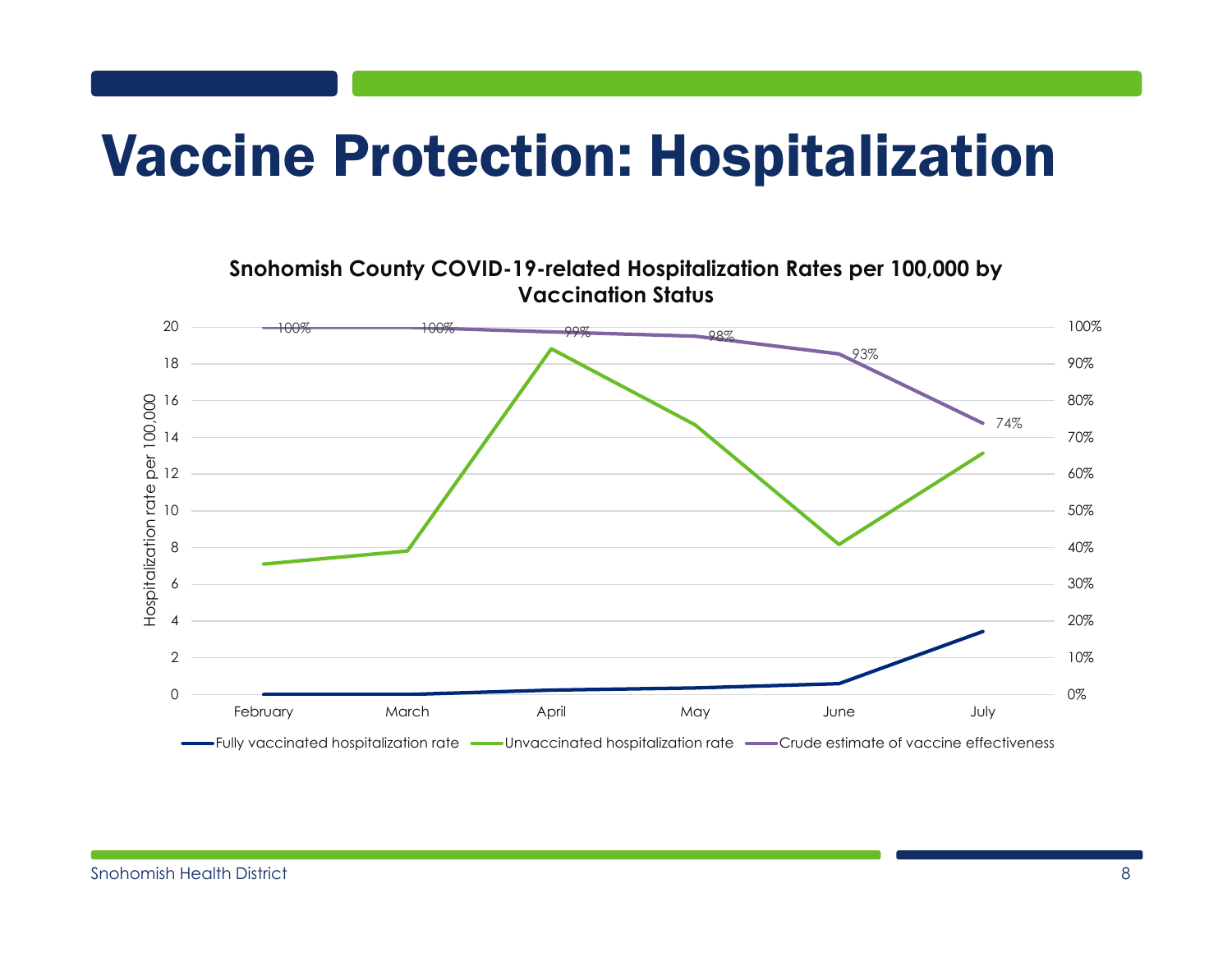# Vaccine Protection: Hospitalization

**Snohomish County COVID-19-related Hospitalization Rates per 100,000 by Vaccination Status**

Hospitalization rate per 100,000

| Month | Crude estimate of vaccine effectiveness |
| --- | --- |
| February | 100% |
| March | 100% |
| April | 99% |
| May | 98% |
| June | 93% |
| July | 74% |

Fully vaccinated hospitalization rate — Unvaccinated hospitalization rate — Crude estimate of vaccine effectiveness

Snohomish Health District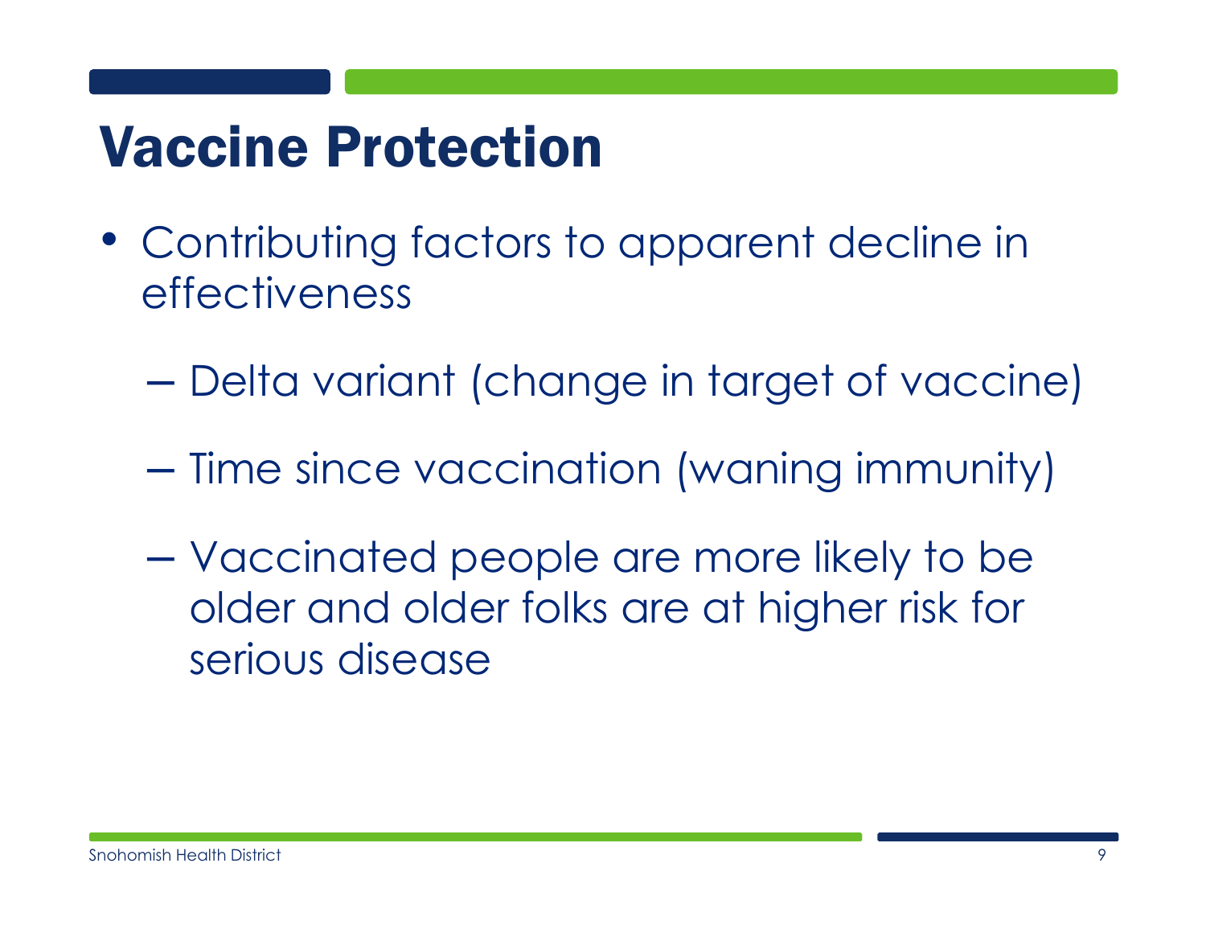# Vaccine Protection

- Contributing factors to apparent decline in effectiveness
  - Delta variant (change in target of vaccine)
  - Time since vaccination (waning immunity)
  - Vaccinated people are more likely to be older and older folks are at higher risk for serious disease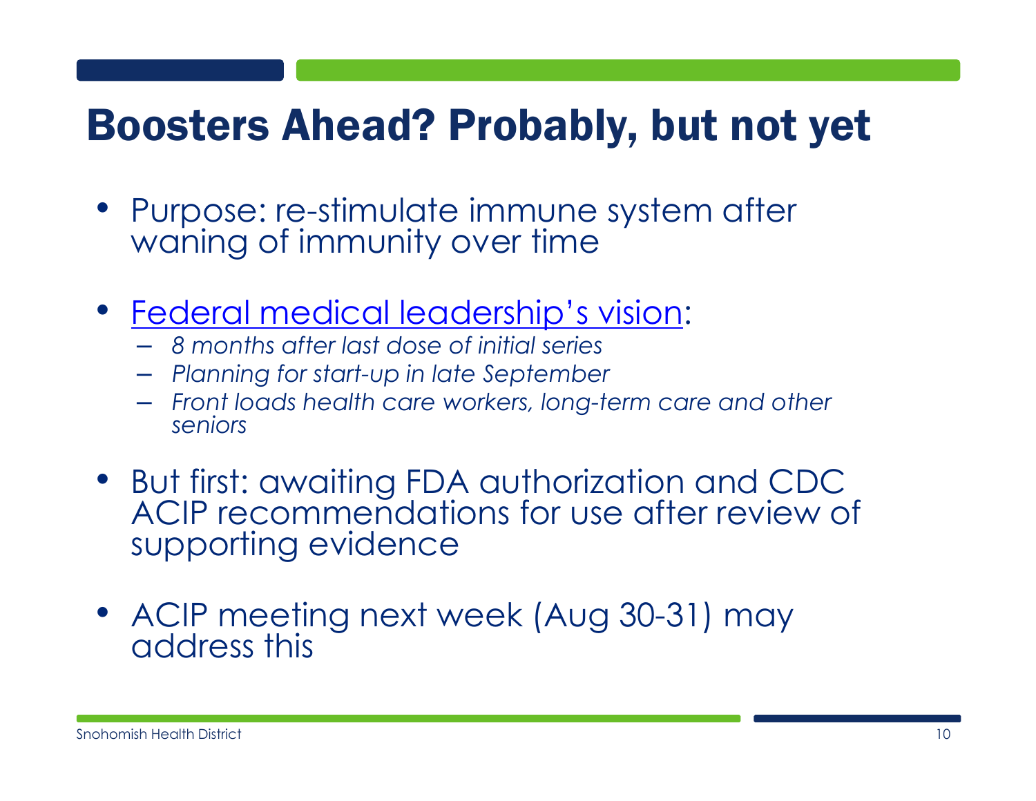# Boosters Ahead? Probably, but not yet

- Purpose: re-stimulate immune system after waning of immunity over time
- Federal medical leadership's vision:
  - *8 months after last dose of initial series*
  - *Planning for start-up in late September*
  - *Front loads health care workers, long-term care and other seniors*
- But first: awaiting FDA authorization and CDC ACIP recommendations for use after review of supporting evidence
- ACIP meeting next week (Aug 30-31) may address this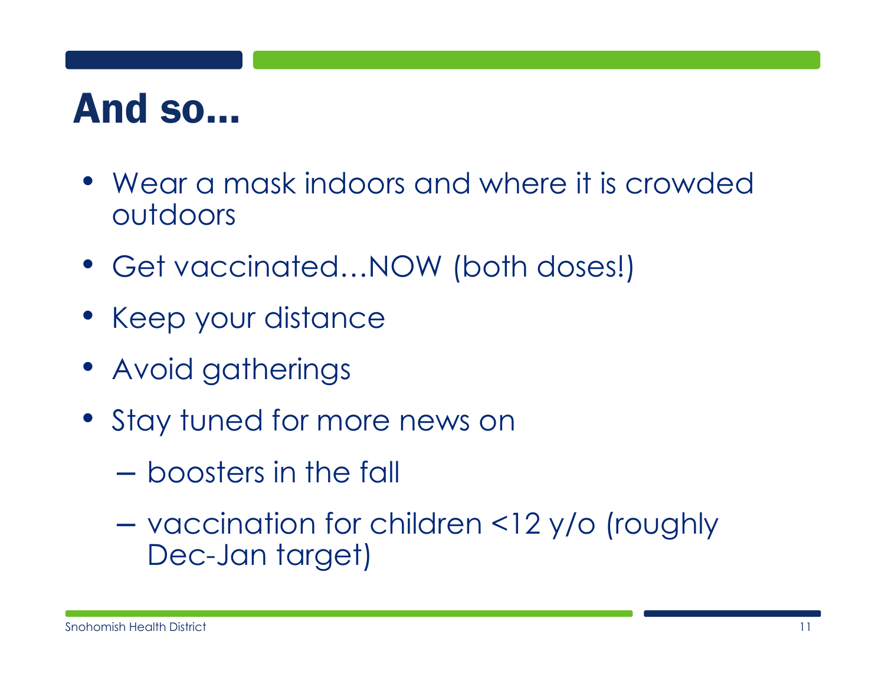# And so…

- Wear a mask indoors and where it is crowded outdoors
- Get vaccinated…NOW (both doses!)
- Keep your distance
- Avoid gatherings
- Stay tuned for more news on
  - boosters in the fall
  - vaccination for children <12 y/o (roughly Dec-Jan target)